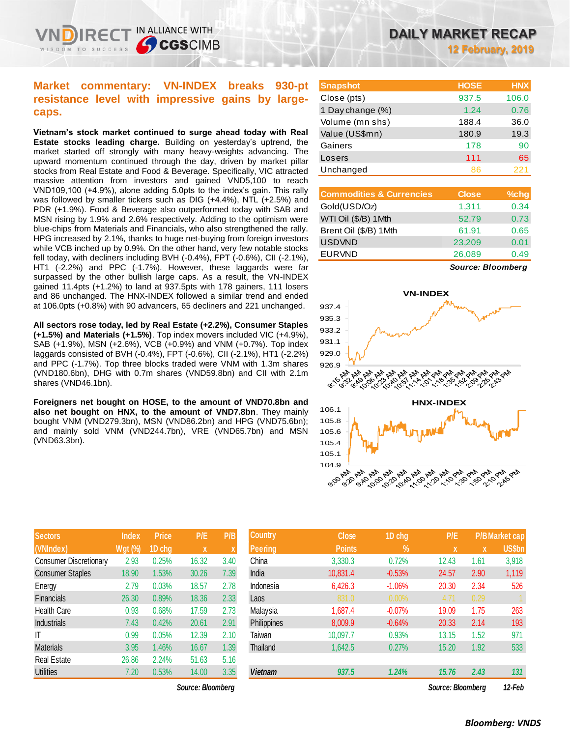# DAILY MARKET RECAP

**12 February, 2019**

## Market commentary: VN-INDEX breaks 930-pt resistance level with impressive gains by large-caps.

**Vietnam's stock market continued to surge ahead today with Real Estate stocks leading charge.** Building on yesterday's uptrend, the market started off strongly with many heavy-weights advancing. The upward momentum continued through the day, driven by market pillar stocks from Real Estate and Food & Beverage. Specifically, VIC attracted massive attention from investors and gained VND5,100 to reach VND109,100 (+4.9%), alone adding 5.0pts to the index's gain. This rally was followed by smaller tickers such as DIG (+4.4%), NTL (+2.5%) and PDR (+1.9%). Food & Beverage also outperformed today with SAB and MSN rising by 1.9% and 2.6% respectively. Adding to the optimism were blue-chips from Materials and Financials, who also strengthened the rally. HPG increased by 2.1%, thanks to huge net-buying from foreign investors while VCB inched up by 0.9%. On the other hand, very few notable stocks fell today, with decliners including BVH (-0.4%), FPT (-0.6%), CII (-2.1%), HT1 (-2.2%) and PPC (-1.7%). However, these laggards were far surpassed by the other bullish large caps. As a result, the VN-INDEX gained 11.4pts (+1.2%) to land at 937.5pts with 178 gainers, 111 losers and 86 unchanged. The HNX-INDEX followed a similar trend and ended at 106.0pts (+0.8%) with 90 advancers, 65 decliners and 221 unchanged.

**All sectors rose today, led by Real Estate (+2.2%), Consumer Staples (+1.5%) and Materials (+1.5%)**. Top index movers included VIC (+4.9%), SAB (+1.9%), MSN (+2.6%), VCB (+0.9%) and VNM (+0.7%). Top index laggards consisted of BVH (-0.4%), FPT (-0.6%), CII (-2.1%), HT1 (-2.2%) and PPC (-1.7%). Top three blocks traded were VNM with 1.3m shares (VND180.6bn), DHG with 0.7m shares (VND59.8bn) and CII with 2.1m shares (VND46.1bn).

**Foreigners net bought on HOSE, to the amount of VND70.8bn and also net bought on HNX, to the amount of VND7.8bn**. They mainly bought VNM (VND279.3bn), MSN (VND86.2bn) and HPG (VND75.6bn); and mainly sold VNM (VND244.7bn), VRE (VND65.7bn) and MSN (VND63.3bn).

| Snapshot | HOSE | HNX |
|---|---|---|
| Close (pts) | 937.5 | 106.0 |
| 1 Day change (%) | 1.24 | 0.76 |
| Volume (mn shs) | 188.4 | 36.0 |
| Value (US$mn) | 180.9 | 19.3 |
| Gainers | 178 | 90 |
| Losers | 111 | 65 |
| Unchanged | 86 | 221 |

| Commodities & Currencies | Close | %chg |
|---|---|---|
| Gold(USD/Oz) | 1,311 | 0.34 |
| WTI Oil ($/B) 1Mth | 52.79 | 0.73 |
| Brent Oil ($/B) 1Mth | 61.91 | 0.65 |
| USDVND | 23,209 | 0.01 |
| EURVND | 26,089 | 0.49 |

*Source: Bloomberg*

VN-INDEX

HNX-INDEX

| Sectors (VNIndex) | Index Wgt (%) | Price 1D chg | P/E x | P/B x |
|---|---|---|---|---|
| Consumer Discretionary | 2.93 | 0.25% | 16.32 | 3.40 |
| Consumer Staples | 18.90 | 1.53% | 30.26 | 7.39 |
| Energy | 2.79 | 0.03% | 18.57 | 2.78 |
| Financials | 26.30 | 0.89% | 18.36 | 2.33 |
| Health Care | 0.93 | 0.68% | 17.59 | 2.73 |
| Industrials | 7.43 | 0.42% | 20.61 | 2.91 |
| IT | 0.99 | 0.05% | 12.39 | 2.10 |
| Materials | 3.95 | 1.46% | 16.67 | 1.39 |
| Real Estate | 26.86 | 2.24% | 51.63 | 5.16 |
| Utilities | 7.20 | 0.53% | 14.00 | 3.35 |

*Source: Bloomberg*

| Country Peering | Close Points | 1D chg % | P/E x | P/B x | Market cap US$bn |
|---|---|---|---|---|---|
| China | 3,330.3 | 0.72% | 12.43 | 1.61 | 3,918 |
| India | 10,831.4 | -0.53% | 24.57 | 2.90 | 1,119 |
| Indonesia | 6,426.3 | -1.06% | 20.30 | 2.34 | 526 |
| Laos | 831.0 | 0.00% | 4.71 | 0.29 | 1 |
| Malaysia | 1,687.4 | -0.07% | 19.09 | 1.75 | 263 |
| Philippines | 8,009.9 | -0.64% | 20.33 | 2.14 | 193 |
| Taiwan | 10,097.7 | 0.93% | 13.15 | 1.52 | 971 |
| Thailand | 1,642.5 | 0.27% | 15.20 | 1.92 | 533 |
| ***Vietnam*** | ***937.5*** | ***1.24%*** | ***15.76*** | ***2.43*** | ***131*** |

*Source: Bloomberg 12-Feb*

***Bloomberg: VNDS***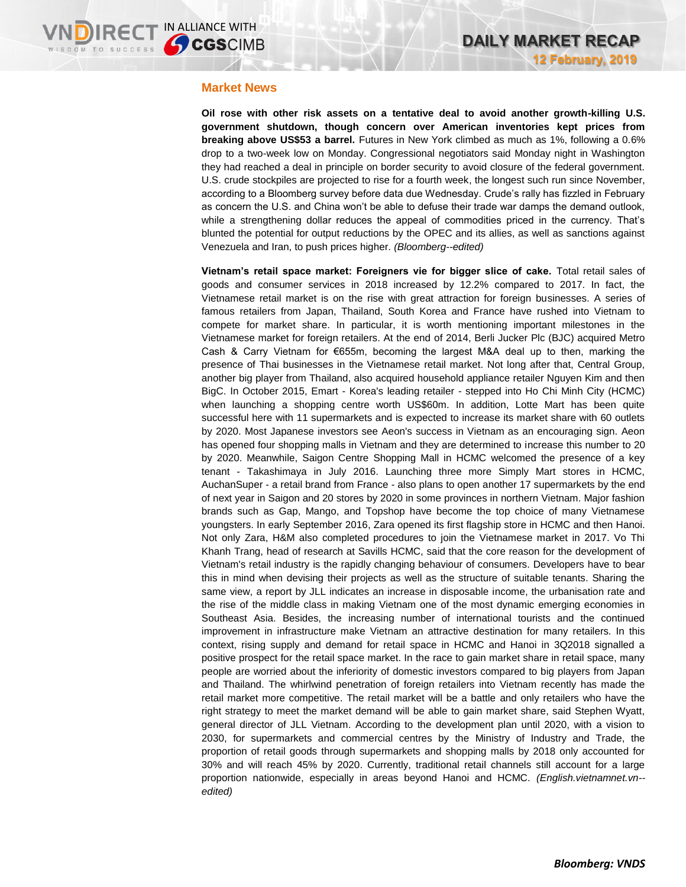## Market News

**Oil rose with other risk assets on a tentative deal to avoid another growth-killing U.S. government shutdown, though concern over American inventories kept prices from breaking above US$53 a barrel.** Futures in New York climbed as much as 1%, following a 0.6% drop to a two-week low on Monday. Congressional negotiators said Monday night in Washington they had reached a deal in principle on border security to avoid closure of the federal government. U.S. crude stockpiles are projected to rise for a fourth week, the longest such run since November, according to a Bloomberg survey before data due Wednesday. Crude's rally has fizzled in February as concern the U.S. and China won't be able to defuse their trade war damps the demand outlook, while a strengthening dollar reduces the appeal of commodities priced in the currency. That's blunted the potential for output reductions by the OPEC and its allies, as well as sanctions against Venezuela and Iran, to push prices higher. *(Bloomberg--edited)*

**Vietnam's retail space market: Foreigners vie for bigger slice of cake.** Total retail sales of goods and consumer services in 2018 increased by 12.2% compared to 2017. In fact, the Vietnamese retail market is on the rise with great attraction for foreign businesses. A series of famous retailers from Japan, Thailand, South Korea and France have rushed into Vietnam to compete for market share. In particular, it is worth mentioning important milestones in the Vietnamese market for foreign retailers. At the end of 2014, Berli Jucker Plc (BJC) acquired Metro Cash & Carry Vietnam for €655m, becoming the largest M&A deal up to then, marking the presence of Thai businesses in the Vietnamese retail market. Not long after that, Central Group, another big player from Thailand, also acquired household appliance retailer Nguyen Kim and then BigC. In October 2015, Emart - Korea's leading retailer - stepped into Ho Chi Minh City (HCMC) when launching a shopping centre worth US$60m. In addition, Lotte Mart has been quite successful here with 11 supermarkets and is expected to increase its market share with 60 outlets by 2020. Most Japanese investors see Aeon's success in Vietnam as an encouraging sign. Aeon has opened four shopping malls in Vietnam and they are determined to increase this number to 20 by 2020. Meanwhile, Saigon Centre Shopping Mall in HCMC welcomed the presence of a key tenant - Takashimaya in July 2016. Launching three more Simply Mart stores in HCMC, AuchanSuper - a retail brand from France - also plans to open another 17 supermarkets by the end of next year in Saigon and 20 stores by 2020 in some provinces in northern Vietnam. Major fashion brands such as Gap, Mango, and Topshop have become the top choice of many Vietnamese youngsters. In early September 2016, Zara opened its first flagship store in HCMC and then Hanoi. Not only Zara, H&M also completed procedures to join the Vietnamese market in 2017. Vo Thi Khanh Trang, head of research at Savills HCMC, said that the core reason for the development of Vietnam's retail industry is the rapidly changing behaviour of consumers. Developers have to bear this in mind when devising their projects as well as the structure of suitable tenants. Sharing the same view, a report by JLL indicates an increase in disposable income, the urbanisation rate and the rise of the middle class in making Vietnam one of the most dynamic emerging economies in Southeast Asia. Besides, the increasing number of international tourists and the continued improvement in infrastructure make Vietnam an attractive destination for many retailers. In this context, rising supply and demand for retail space in HCMC and Hanoi in 3Q2018 signalled a positive prospect for the retail space market. In the race to gain market share in retail space, many people are worried about the inferiority of domestic investors compared to big players from Japan and Thailand. The whirlwind penetration of foreign retailers into Vietnam recently has made the retail market more competitive. The retail market will be a battle and only retailers who have the right strategy to meet the market demand will be able to gain market share, said Stephen Wyatt, general director of JLL Vietnam. According to the development plan until 2020, with a vision to 2030, for supermarkets and commercial centres by the Ministry of Industry and Trade, the proportion of retail goods through supermarkets and shopping malls by 2018 only accounted for 30% and will reach 45% by 2020. Currently, traditional retail channels still account for a large proportion nationwide, especially in areas beyond Hanoi and HCMC. *(English.vietnamnet.vn--edited)*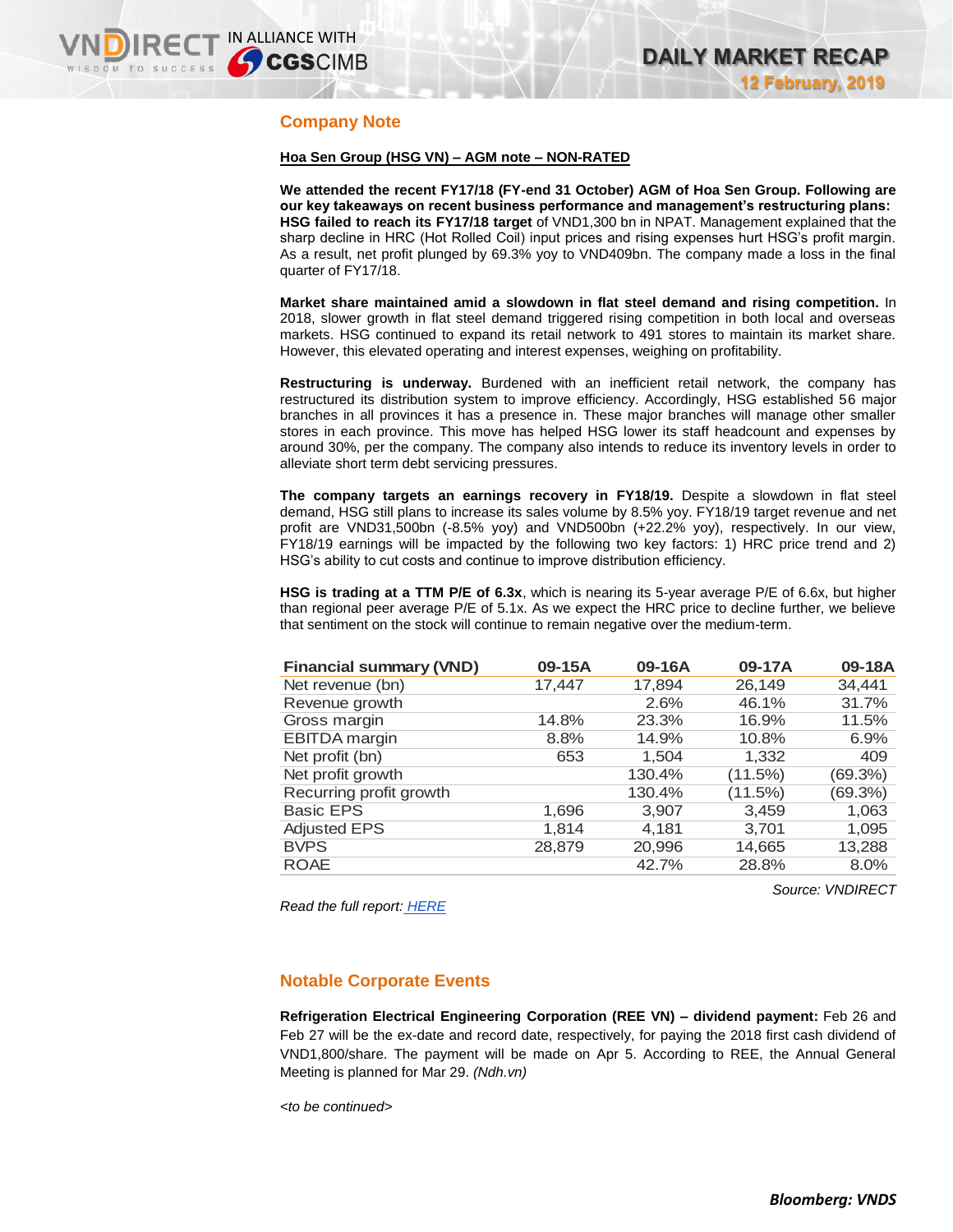## Company Note

**Hoa Sen Group (HSG VN) – AGM note – NON-RATED**

**We attended the recent FY17/18 (FY-end 31 October) AGM of Hoa Sen Group. Following are our key takeaways on recent business performance and management's restructuring plans:** **HSG failed to reach its FY17/18 target** of VND1,300 bn in NPAT. Management explained that the sharp decline in HRC (Hot Rolled Coil) input prices and rising expenses hurt HSG's profit margin. As a result, net profit plunged by 69.3% yoy to VND409bn. The company made a loss in the final quarter of FY17/18.

**Market share maintained amid a slowdown in flat steel demand and rising competition.** In 2018, slower growth in flat steel demand triggered rising competition in both local and overseas markets. HSG continued to expand its retail network to 491 stores to maintain its market share. However, this elevated operating and interest expenses, weighing on profitability.

**Restructuring is underway.** Burdened with an inefficient retail network, the company has restructured its distribution system to improve efficiency. Accordingly, HSG established 56 major branches in all provinces it has a presence in. These major branches will manage other smaller stores in each province. This move has helped HSG lower its staff headcount and expenses by around 30%, per the company. The company also intends to reduce its inventory levels in order to alleviate short term debt servicing pressures.

**The company targets an earnings recovery in FY18/19.** Despite a slowdown in flat steel demand, HSG still plans to increase its sales volume by 8.5% yoy. FY18/19 target revenue and net profit are VND31,500bn (-8.5% yoy) and VND500bn (+22.2% yoy), respectively. In our view, FY18/19 earnings will be impacted by the following two key factors: 1) HRC price trend and 2) HSG's ability to cut costs and continue to improve distribution efficiency.

**HSG is trading at a TTM P/E of 6.3x**, which is nearing its 5-year average P/E of 6.6x, but higher than regional peer average P/E of 5.1x. As we expect the HRC price to decline further, we believe that sentiment on the stock will continue to remain negative over the medium-term.

| Financial summary (VND) | 09-15A | 09-16A | 09-17A | 09-18A |
|---|---|---|---|---|
| Net revenue (bn) | 17,447 | 17,894 | 26,149 | 34,441 |
| Revenue growth | | 2.6% | 46.1% | 31.7% |
| Gross margin | 14.8% | 23.3% | 16.9% | 11.5% |
| EBITDA margin | 8.8% | 14.9% | 10.8% | 6.9% |
| Net profit (bn) | 653 | 1,504 | 1,332 | 409 |
| Net profit growth | | 130.4% | (11.5%) | (69.3%) |
| Recurring profit growth | | 130.4% | (11.5%) | (69.3%) |
| Basic EPS | 1,696 | 3,907 | 3,459 | 1,063 |
| Adjusted EPS | 1,814 | 4,181 | 3,701 | 1,095 |
| BVPS | 28,879 | 20,996 | 14,665 | 13,288 |
| ROAE | | 42.7% | 28.8% | 8.0% |

Source: VNDIRECT

*Read the full report:* HERE

## Notable Corporate Events

**Refrigeration Electrical Engineering Corporation (REE VN) – dividend payment:** Feb 26 and Feb 27 will be the ex-date and record date, respectively, for paying the 2018 first cash dividend of VND1,800/share. The payment will be made on Apr 5. According to REE, the Annual General Meeting is planned for Mar 29. *(Ndh.vn)*

*<to be continued>*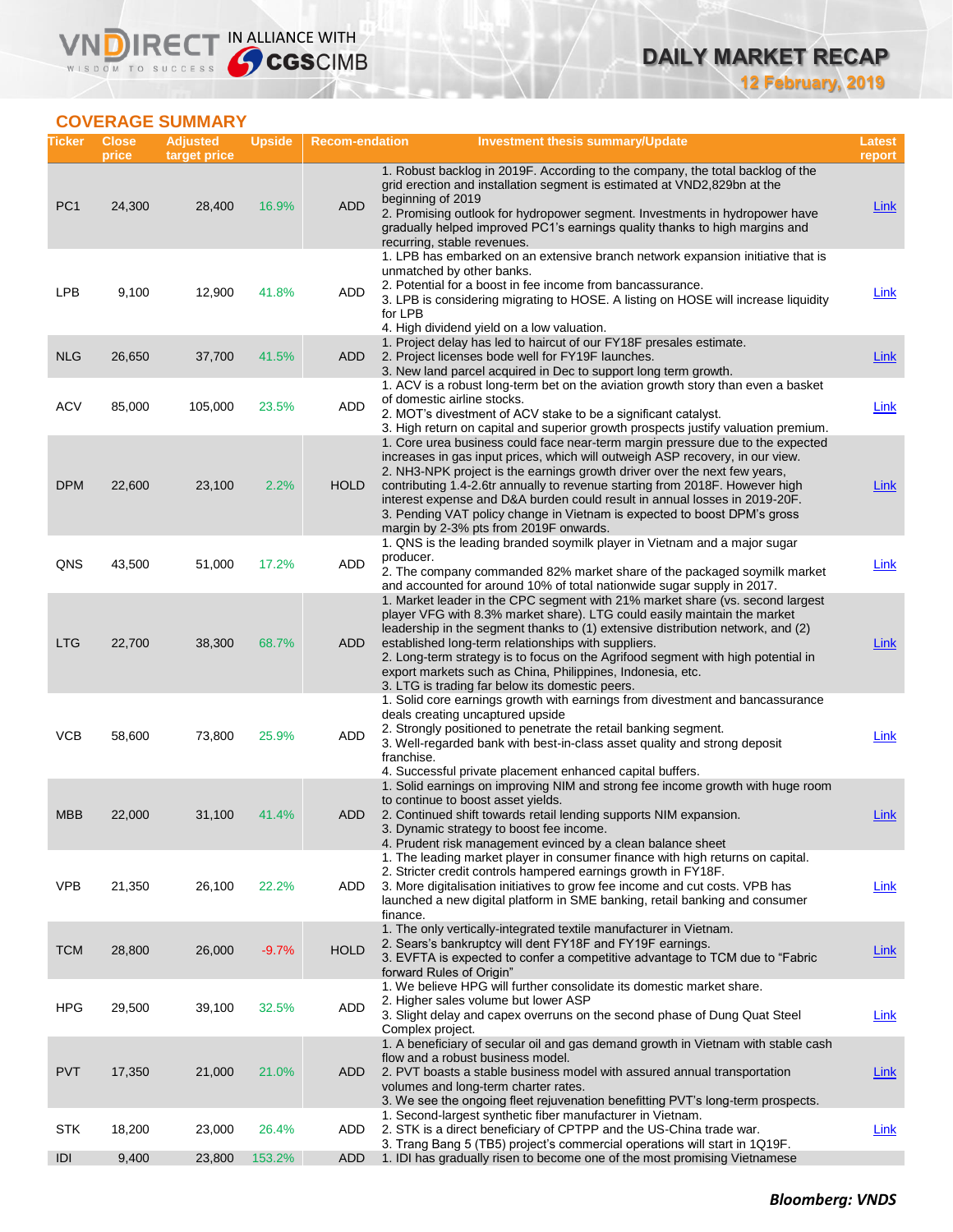## COVERAGE SUMMARY

| Ticker | Close price | Adjusted target price | Upside | Recom-endation | Investment thesis summary/Update | Latest report |
|---|---|---|---|---|---|---|
| PC1 | 24,300 | 28,400 | 16.9% | ADD | 1. Robust backlog in 2019F. According to the company, the total backlog of the grid erection and installation segment is estimated at VND2,829bn at the beginning of 2019<br>2. Promising outlook for hydropower segment. Investments in hydropower have gradually helped improved PC1's earnings quality thanks to high margins and recurring, stable revenues. | Link |
| LPB | 9,100 | 12,900 | 41.8% | ADD | 1. LPB has embarked on an extensive branch network expansion initiative that is unmatched by other banks.<br>2. Potential for a boost in fee income from bancassurance.<br>3. LPB is considering migrating to HOSE. A listing on HOSE will increase liquidity for LPB<br>4. High dividend yield on a low valuation. | Link |
| NLG | 26,650 | 37,700 | 41.5% | ADD | 1. Project delay has led to haircut of our FY18F presales estimate.<br>2. Project licenses bode well for FY19F launches.<br>3. New land parcel acquired in Dec to support long term growth. | Link |
| ACV | 85,000 | 105,000 | 23.5% | ADD | 1. ACV is a robust long-term bet on the aviation growth story than even a basket of domestic airline stocks.<br>2. MOT's divestment of ACV stake to be a significant catalyst.<br>3. High return on capital and superior growth prospects justify valuation premium. | Link |
| DPM | 22,600 | 23,100 | 2.2% | HOLD | 1. Core urea business could face near-term margin pressure due to the expected increases in gas input prices, which will outweigh ASP recovery, in our view.<br>2. NH3-NPK project is the earnings growth driver over the next few years, contributing 1.4-2.6tr annually to revenue starting from 2018F. However high interest expense and D&A burden could result in annual losses in 2019-20F.<br>3. Pending VAT policy change in Vietnam is expected to boost DPM's gross margin by 2-3% pts from 2019F onwards. | Link |
| QNS | 43,500 | 51,000 | 17.2% | ADD | 1. QNS is the leading branded soymilk player in Vietnam and a major sugar producer.<br>2. The company commanded 82% market share of the packaged soymilk market and accounted for around 10% of total nationwide sugar supply in 2017. | Link |
| LTG | 22,700 | 38,300 | 68.7% | ADD | 1. Market leader in the CPC segment with 21% market share (vs. second largest player VFG with 8.3% market share). LTG could easily maintain the market leadership in the segment thanks to (1) extensive distribution network, and (2) established long-term relationships with suppliers.<br>2. Long-term strategy is to focus on the Agrifood segment with high potential in export markets such as China, Philippines, Indonesia, etc.<br>3. LTG is trading far below its domestic peers. | Link |
| VCB | 58,600 | 73,800 | 25.9% | ADD | 1. Solid core earnings growth with earnings from divestment and bancassurance deals creating uncaptured upside<br>2. Strongly positioned to penetrate the retail banking segment.<br>3. Well-regarded bank with best-in-class asset quality and strong deposit franchise.<br>4. Successful private placement enhanced capital buffers. | Link |
| MBB | 22,000 | 31,100 | 41.4% | ADD | 1. Solid earnings on improving NIM and strong fee income growth with huge room to continue to boost asset yields.<br>2. Continued shift towards retail lending supports NIM expansion.<br>3. Dynamic strategy to boost fee income.<br>4. Prudent risk management evinced by a clean balance sheet | Link |
| VPB | 21,350 | 26,100 | 22.2% | ADD | 1. The leading market player in consumer finance with high returns on capital.<br>2. Stricter credit controls hampered earnings growth in FY18F.<br>3. More digitalisation initiatives to grow fee income and cut costs. VPB has launched a new digital platform in SME banking, retail banking and consumer finance. | Link |
| TCM | 28,800 | 26,000 | -9.7% | HOLD | 1. The only vertically-integrated textile manufacturer in Vietnam.<br>2. Sears's bankruptcy will dent FY18F and FY19F earnings.<br>3. EVFTA is expected to confer a competitive advantage to TCM due to "Fabric forward Rules of Origin" | Link |
| HPG | 29,500 | 39,100 | 32.5% | ADD | 1. We believe HPG will further consolidate its domestic market share.<br>2. Higher sales volume but lower ASP<br>3. Slight delay and capex overruns on the second phase of Dung Quat Steel Complex project. | Link |
| PVT | 17,350 | 21,000 | 21.0% | ADD | 1. A beneficiary of secular oil and gas demand growth in Vietnam with stable cash flow and a robust business model.<br>2. PVT boasts a stable business model with assured annual transportation volumes and long-term charter rates.<br>3. We see the ongoing fleet rejuvenation benefitting PVT's long-term prospects. | Link |
| STK | 18,200 | 23,000 | 26.4% | ADD | 1. Second-largest synthetic fiber manufacturer in Vietnam.<br>2. STK is a direct beneficiary of CPTPP and the US-China trade war.<br>3. Trang Bang 5 (TB5) project's commercial operations will start in 1Q19F. | Link |
| IDI | 9,400 | 23,800 | 153.2% | ADD | 1. IDI has gradually risen to become one of the most promising Vietnamese | |

***Bloomberg: VNDS***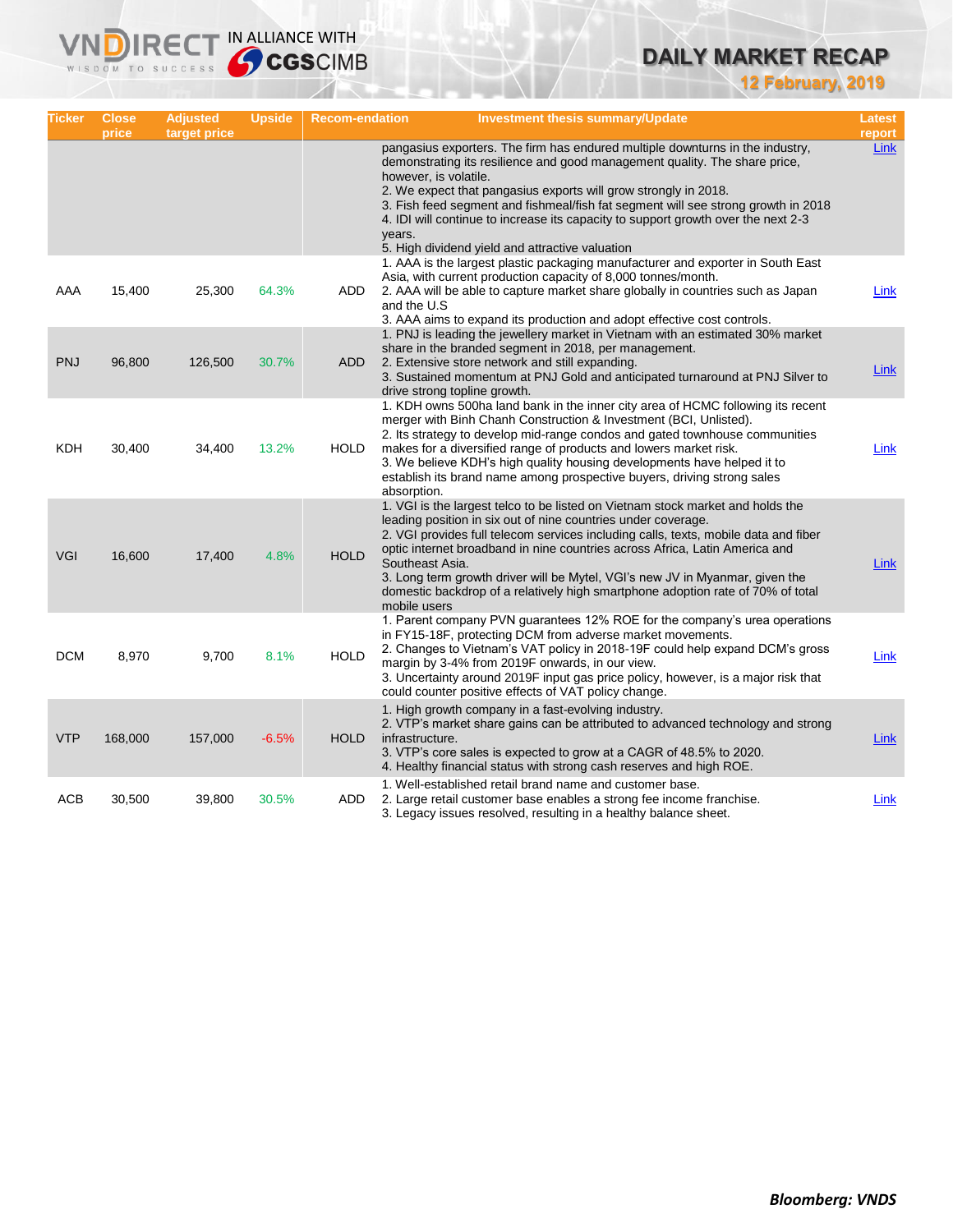| Ticker | Close price | Adjusted target price | Upside | Recom-endation | Investment thesis summary/Update | Latest report |
|---|---|---|---|---|---|---|
| | | | | | pangasius exporters. The firm has endured multiple downturns in the industry, demonstrating its resilience and good management quality. The share price, however, is volatile.<br>2. We expect that pangasius exports will grow strongly in 2018.<br>3. Fish feed segment and fishmeal/fish fat segment will see strong growth in 2018<br>4. IDI will continue to increase its capacity to support growth over the next 2-3 years.<br>5. High dividend yield and attractive valuation | Link |
| AAA | 15,400 | 25,300 | 64.3% | ADD | 1. AAA is the largest plastic packaging manufacturer and exporter in South East Asia, with current production capacity of 8,000 tonnes/month.<br>2. AAA will be able to capture market share globally in countries such as Japan and the U.S<br>3. AAA aims to expand its production and adopt effective cost controls. | Link |
| PNJ | 96,800 | 126,500 | 30.7% | ADD | 1. PNJ is leading the jewellery market in Vietnam with an estimated 30% market share in the branded segment in 2018, per management.<br>2. Extensive store network and still expanding.<br>3. Sustained momentum at PNJ Gold and anticipated turnaround at PNJ Silver to drive strong topline growth. | Link |
| KDH | 30,400 | 34,400 | 13.2% | HOLD | 1. KDH owns 500ha land bank in the inner city area of HCMC following its recent merger with Binh Chanh Construction & Investment (BCI, Unlisted).<br>2. Its strategy to develop mid-range condos and gated townhouse communities makes for a diversified range of products and lowers market risk.<br>3. We believe KDH's high quality housing developments have helped it to establish its brand name among prospective buyers, driving strong sales absorption. | Link |
| VGI | 16,600 | 17,400 | 4.8% | HOLD | 1. VGI is the largest telco to be listed on Vietnam stock market and holds the leading position in six out of nine countries under coverage.<br>2. VGI provides full telecom services including calls, texts, mobile data and fiber optic internet broadband in nine countries across Africa, Latin America and Southeast Asia.<br>3. Long term growth driver will be Mytel, VGI's new JV in Myanmar, given the domestic backdrop of a relatively high smartphone adoption rate of 70% of total mobile users | Link |
| DCM | 8,970 | 9,700 | 8.1% | HOLD | 1. Parent company PVN guarantees 12% ROE for the company's urea operations in FY15-18F, protecting DCM from adverse market movements.<br>2. Changes to Vietnam's VAT policy in 2018-19F could help expand DCM's gross margin by 3-4% from 2019F onwards, in our view.<br>3. Uncertainty around 2019F input gas price policy, however, is a major risk that could counter positive effects of VAT policy change. | Link |
| VTP | 168,000 | 157,000 | -6.5% | HOLD | 1. High growth company in a fast-evolving industry.<br>2. VTP's market share gains can be attributed to advanced technology and strong infrastructure.<br>3. VTP's core sales is expected to grow at a CAGR of 48.5% to 2020.<br>4. Healthy financial status with strong cash reserves and high ROE. | Link |
| ACB | 30,500 | 39,800 | 30.5% | ADD | 1. Well-established retail brand name and customer base.<br>2. Large retail customer base enables a strong fee income franchise.<br>3. Legacy issues resolved, resulting in a healthy balance sheet. | Link |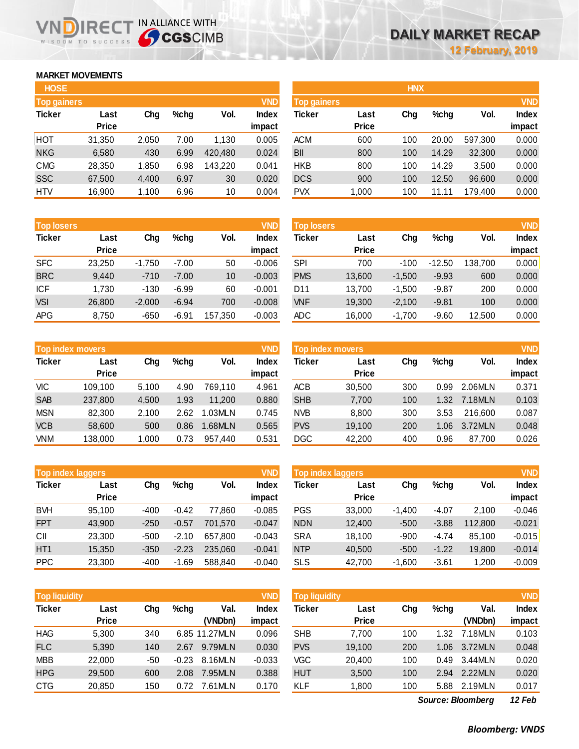# DAILY MARKET RECAP

12 February, 2019

## MARKET MOVEMENTS

### HOSE

**Top gainers** (VND)

| Ticker | Last Price | Chg | %chg | Vol. | Index impact |
|---|---|---|---|---|---|
| HOT | 31,350 | 2,050 | 7.00 | 1,130 | 0.005 |
| NKG | 6,580 | 430 | 6.99 | 420,480 | 0.024 |
| CMG | 28,350 | 1,850 | 6.98 | 143,220 | 0.041 |
| SSC | 67,500 | 4,400 | 6.97 | 30 | 0.020 |
| HTV | 16,900 | 1,100 | 6.96 | 10 | 0.004 |

**Top losers** (VND)

| Ticker | Last Price | Chg | %chg | Vol. | Index impact |
|---|---|---|---|---|---|
| SFC | 23,250 | -1,750 | -7.00 | 50 | -0.006 |
| BRC | 9,440 | -710 | -7.00 | 10 | -0.003 |
| ICF | 1,730 | -130 | -6.99 | 60 | -0.001 |
| VSI | 26,800 | -2,000 | -6.94 | 700 | -0.008 |
| APG | 8,750 | -650 | -6.91 | 157,350 | -0.003 |

**Top index movers** (VND)

| Ticker | Last Price | Chg | %chg | Vol. | Index impact |
|---|---|---|---|---|---|
| VIC | 109,100 | 5,100 | 4.90 | 769,110 | 4.961 |
| SAB | 237,800 | 4,500 | 1.93 | 11,200 | 0.880 |
| MSN | 82,300 | 2,100 | 2.62 | 1.03MLN | 0.745 |
| VCB | 58,600 | 500 | 0.86 | 1.68MLN | 0.565 |
| VNM | 138,000 | 1,000 | 0.73 | 957,440 | 0.531 |

**Top index laggers** (VND)

| Ticker | Last Price | Chg | %chg | Vol. | Index impact |
|---|---|---|---|---|---|
| BVH | 95,100 | -400 | -0.42 | 77,860 | -0.085 |
| FPT | 43,900 | -250 | -0.57 | 701,570 | -0.047 |
| CII | 23,300 | -500 | -2.10 | 657,800 | -0.043 |
| HT1 | 15,350 | -350 | -2.23 | 235,060 | -0.041 |
| PPC | 23,300 | -400 | -1.69 | 588,840 | -0.040 |

**Top liquidity** (VND)

| Ticker | Last Price | Chg | %chg | Val. (VNDbn) | Index impact |
|---|---|---|---|---|---|
| HAG | 5,300 | 340 | 6.85 | 11.27MLN | 0.096 |
| FLC | 5,390 | 140 | 2.67 | 9.79MLN | 0.030 |
| MBB | 22,000 | -50 | -0.23 | 8.16MLN | -0.033 |
| HPG | 29,500 | 600 | 2.08 | 7.95MLN | 0.388 |
| CTG | 20,850 | 150 | 0.72 | 7.61MLN | 0.170 |

### HNX

**Top gainers** (VND)

| Ticker | Last Price | Chg | %chg | Vol. | Index impact |
|---|---|---|---|---|---|
| ACM | 600 | 100 | 20.00 | 597,300 | 0.000 |
| BII | 800 | 100 | 14.29 | 32,300 | 0.000 |
| HKB | 800 | 100 | 14.29 | 3,500 | 0.000 |
| DCS | 900 | 100 | 12.50 | 96,600 | 0.000 |
| PVX | 1,000 | 100 | 11.11 | 179,400 | 0.000 |

**Top losers** (VND)

| Ticker | Last Price | Chg | %chg | Vol. | Index impact |
|---|---|---|---|---|---|
| SPI | 700 | -100 | -12.50 | 138,700 | 0.000 |
| PMS | 13,600 | -1,500 | -9.93 | 600 | 0.000 |
| D11 | 13,700 | -1,500 | -9.87 | 200 | 0.000 |
| VNF | 19,300 | -2,100 | -9.81 | 100 | 0.000 |
| ADC | 16,000 | -1,700 | -9.60 | 12,500 | 0.000 |

**Top index movers** (VND)

| Ticker | Last Price | Chg | %chg | Vol. | Index impact |
|---|---|---|---|---|---|
| ACB | 30,500 | 300 | 0.99 | 2.06MLN | 0.371 |
| SHB | 7,700 | 100 | 1.32 | 7.18MLN | 0.103 |
| NVB | 8,800 | 300 | 3.53 | 216,600 | 0.087 |
| PVS | 19,100 | 200 | 1.06 | 3.72MLN | 0.048 |
| DGC | 42,200 | 400 | 0.96 | 87,700 | 0.026 |

**Top index laggers** (VND)

| Ticker | Last Price | Chg | %chg | Vol. | Index impact |
|---|---|---|---|---|---|
| PGS | 33,000 | -1,400 | -4.07 | 2,100 | -0.046 |
| NDN | 12,400 | -500 | -3.88 | 112,800 | -0.021 |
| SRA | 18,100 | -900 | -4.74 | 85,100 | -0.015 |
| NTP | 40,500 | -500 | -1.22 | 19,800 | -0.014 |
| SLS | 42,700 | -1,600 | -3.61 | 1,200 | -0.009 |

**Top liquidity** (VND)

| Ticker | Last Price | Chg | %chg | Val. (VNDbn) | Index impact |
|---|---|---|---|---|---|
| SHB | 7,700 | 100 | 1.32 | 7.18MLN | 0.103 |
| PVS | 19,100 | 200 | 1.06 | 3.72MLN | 0.048 |
| VGC | 20,400 | 100 | 0.49 | 3.44MLN | 0.020 |
| HUT | 3,500 | 100 | 2.94 | 2.22MLN | 0.020 |
| KLF | 1,800 | 100 | 5.88 | 2.19MLN | 0.017 |

*Source: Bloomberg* *12 Feb*

*Bloomberg: VNDS*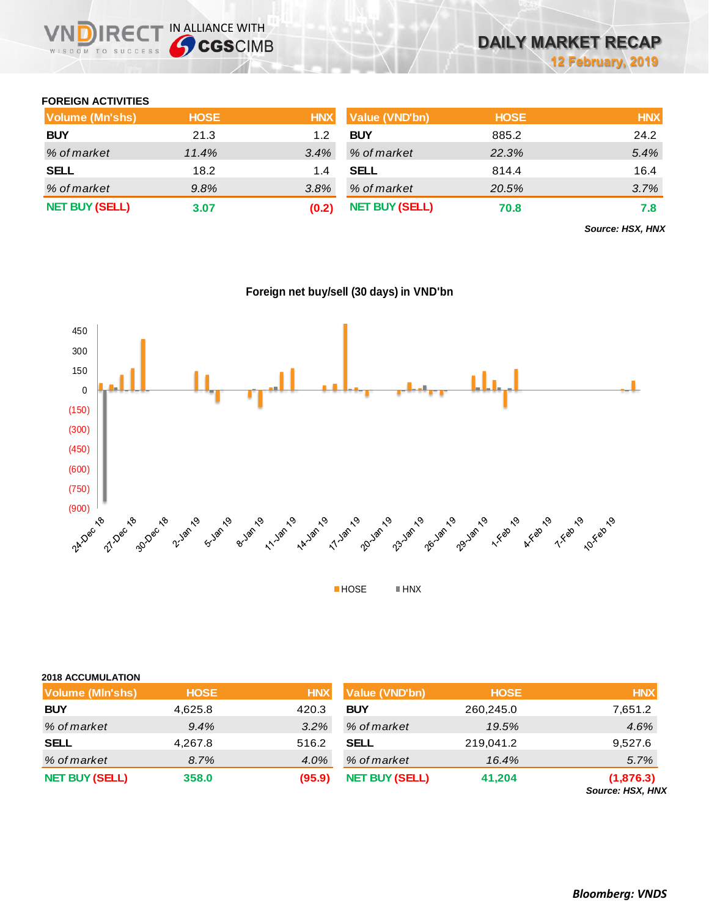## FOREIGN ACTIVITIES

| Volume (Mn'shs) | HOSE | HNX | Value (VND'bn) | HOSE | HNX |
|---|---|---|---|---|---|
| **BUY** | 21.3 | 1.2 | **BUY** | 885.2 | 24.2 |
| *% of market* | *11.4%* | *3.4%* | *% of market* | *22.3%* | *5.4%* |
| **SELL** | 18.2 | 1.4 | **SELL** | 814.4 | 16.4 |
| *% of market* | *9.8%* | *3.8%* | *% of market* | *20.5%* | *3.7%* |
| **NET BUY (SELL)** | **3.07** | **(0.2)** | **NET BUY (SELL)** | **70.8** | **7.8** |

***Source: HSX, HNX***

**Foreign net buy/sell (30 days) in VND'bn**

## 2018 ACCUMULATION

| Volume (Mln'shs) | HOSE | HNX | Value (VND'bn) | HOSE | HNX |
|---|---|---|---|---|---|
| **BUY** | 4,625.8 | 420.3 | **BUY** | 260,245.0 | 7,651.2 |
| *% of market* | *9.4%* | *3.2%* | *% of market* | *19.5%* | *4.6%* |
| **SELL** | 4,267.8 | 516.2 | **SELL** | 219,041.2 | 9,527.6 |
| *% of market* | *8.7%* | *4.0%* | *% of market* | *16.4%* | *5.7%* |
| **NET BUY (SELL)** | **358.0** | **(95.9)** | **NET BUY (SELL)** | **41,204** | **(1,876.3)** |

***Source: HSX, HNX***

***Bloomberg: VNDS***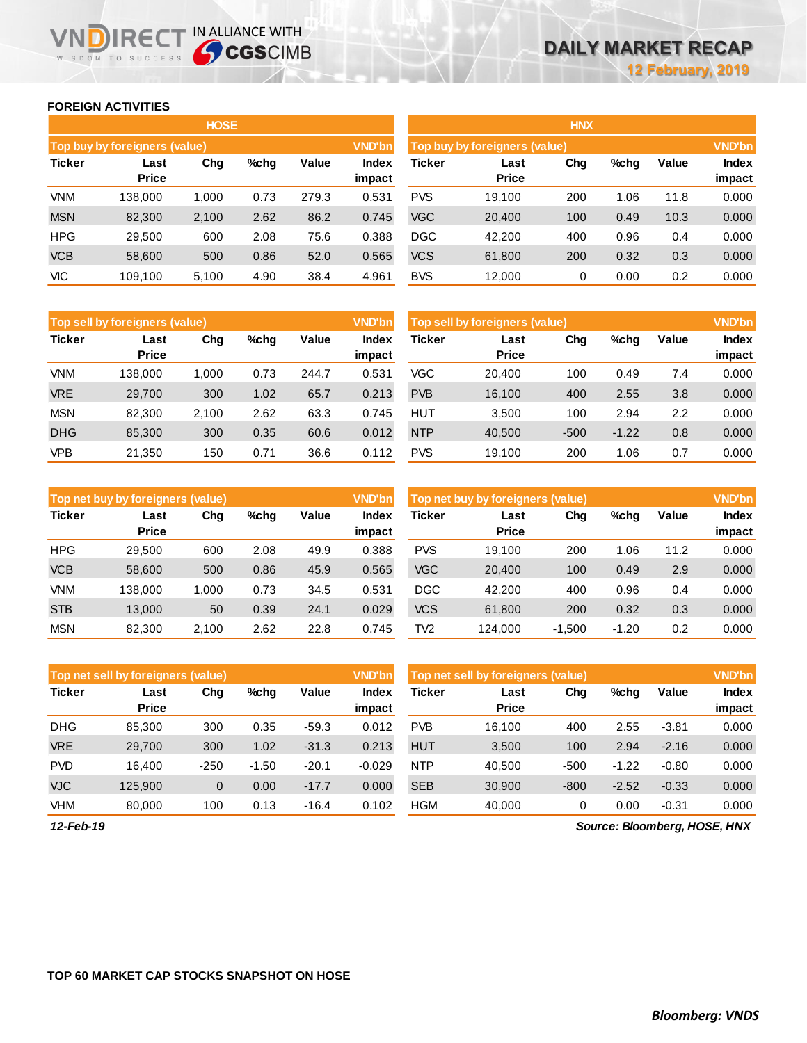## FOREIGN ACTIVITIES

### HOSE

| Top buy by foreigners (value) | | | | | VND'bn |
|---|---|---|---|---|---|
| Ticker | Last Price | Chg | %chg | Value | Index impact |
| VNM | 138,000 | 1,000 | 0.73 | 279.3 | 0.531 |
| MSN | 82,300 | 2,100 | 2.62 | 86.2 | 0.745 |
| HPG | 29,500 | 600 | 2.08 | 75.6 | 0.388 |
| VCB | 58,600 | 500 | 0.86 | 52.0 | 0.565 |
| VIC | 109,100 | 5,100 | 4.90 | 38.4 | 4.961 |

| Top sell by foreigners (value) | | | | | VND'bn |
|---|---|---|---|---|---|
| Ticker | Last Price | Chg | %chg | Value | Index impact |
| VNM | 138,000 | 1,000 | 0.73 | 244.7 | 0.531 |
| VRE | 29,700 | 300 | 1.02 | 65.7 | 0.213 |
| MSN | 82,300 | 2,100 | 2.62 | 63.3 | 0.745 |
| DHG | 85,300 | 300 | 0.35 | 60.6 | 0.012 |
| VPB | 21,350 | 150 | 0.71 | 36.6 | 0.112 |

| Top net buy by foreigners (value) | | | | | VND'bn |
|---|---|---|---|---|---|
| Ticker | Last Price | Chg | %chg | Value | Index impact |
| HPG | 29,500 | 600 | 2.08 | 49.9 | 0.388 |
| VCB | 58,600 | 500 | 0.86 | 45.9 | 0.565 |
| VNM | 138,000 | 1,000 | 0.73 | 34.5 | 0.531 |
| STB | 13,000 | 50 | 0.39 | 24.1 | 0.029 |
| MSN | 82,300 | 2,100 | 2.62 | 22.8 | 0.745 |

| Top net sell by foreigners (value) | | | | | VND'bn |
|---|---|---|---|---|---|
| Ticker | Last Price | Chg | %chg | Value | Index impact |
| DHG | 85,300 | 300 | 0.35 | -59.3 | 0.012 |
| VRE | 29,700 | 300 | 1.02 | -31.3 | 0.213 |
| PVD | 16,400 | -250 | -1.50 | -20.1 | -0.029 |
| VJC | 125,900 | 0 | 0.00 | -17.7 | 0.000 |
| VHM | 80,000 | 100 | 0.13 | -16.4 | 0.102 |

### HNX

| Top buy by foreigners (value) | | | | | VND'bn |
|---|---|---|---|---|---|
| Ticker | Last Price | Chg | %chg | Value | Index impact |
| PVS | 19,100 | 200 | 1.06 | 11.8 | 0.000 |
| VGC | 20,400 | 100 | 0.49 | 10.3 | 0.000 |
| DGC | 42,200 | 400 | 0.96 | 0.4 | 0.000 |
| VCS | 61,800 | 200 | 0.32 | 0.3 | 0.000 |
| BVS | 12,000 | 0 | 0.00 | 0.2 | 0.000 |

| Top sell by foreigners (value) | | | | | VND'bn |
|---|---|---|---|---|---|
| Ticker | Last Price | Chg | %chg | Value | Index impact |
| VGC | 20,400 | 100 | 0.49 | 7.4 | 0.000 |
| PVB | 16,100 | 400 | 2.55 | 3.8 | 0.000 |
| HUT | 3,500 | 100 | 2.94 | 2.2 | 0.000 |
| NTP | 40,500 | -500 | -1.22 | 0.8 | 0.000 |
| PVS | 19,100 | 200 | 1.06 | 0.7 | 0.000 |

| Top net buy by foreigners (value) | | | | | VND'bn |
|---|---|---|---|---|---|
| Ticker | Last Price | Chg | %chg | Value | Index impact |
| PVS | 19,100 | 200 | 1.06 | 11.2 | 0.000 |
| VGC | 20,400 | 100 | 0.49 | 2.9 | 0.000 |
| DGC | 42,200 | 400 | 0.96 | 0.4 | 0.000 |
| VCS | 61,800 | 200 | 0.32 | 0.3 | 0.000 |
| TV2 | 124,000 | -1,500 | -1.20 | 0.2 | 0.000 |

| Top net sell by foreigners (value) | | | | | VND'bn |
|---|---|---|---|---|---|
| Ticker | Last Price | Chg | %chg | Value | Index impact |
| PVB | 16,100 | 400 | 2.55 | -3.81 | 0.000 |
| HUT | 3,500 | 100 | 2.94 | -2.16 | 0.000 |
| NTP | 40,500 | -500 | -1.22 | -0.80 | 0.000 |
| SEB | 30,900 | -800 | -2.52 | -0.33 | 0.000 |
| HGM | 40,000 | 0 | 0.00 | -0.31 | 0.000 |

*12-Feb-19*

*Source: Bloomberg, HOSE, HNX*

## TOP 60 MARKET CAP STOCKS SNAPSHOT ON HOSE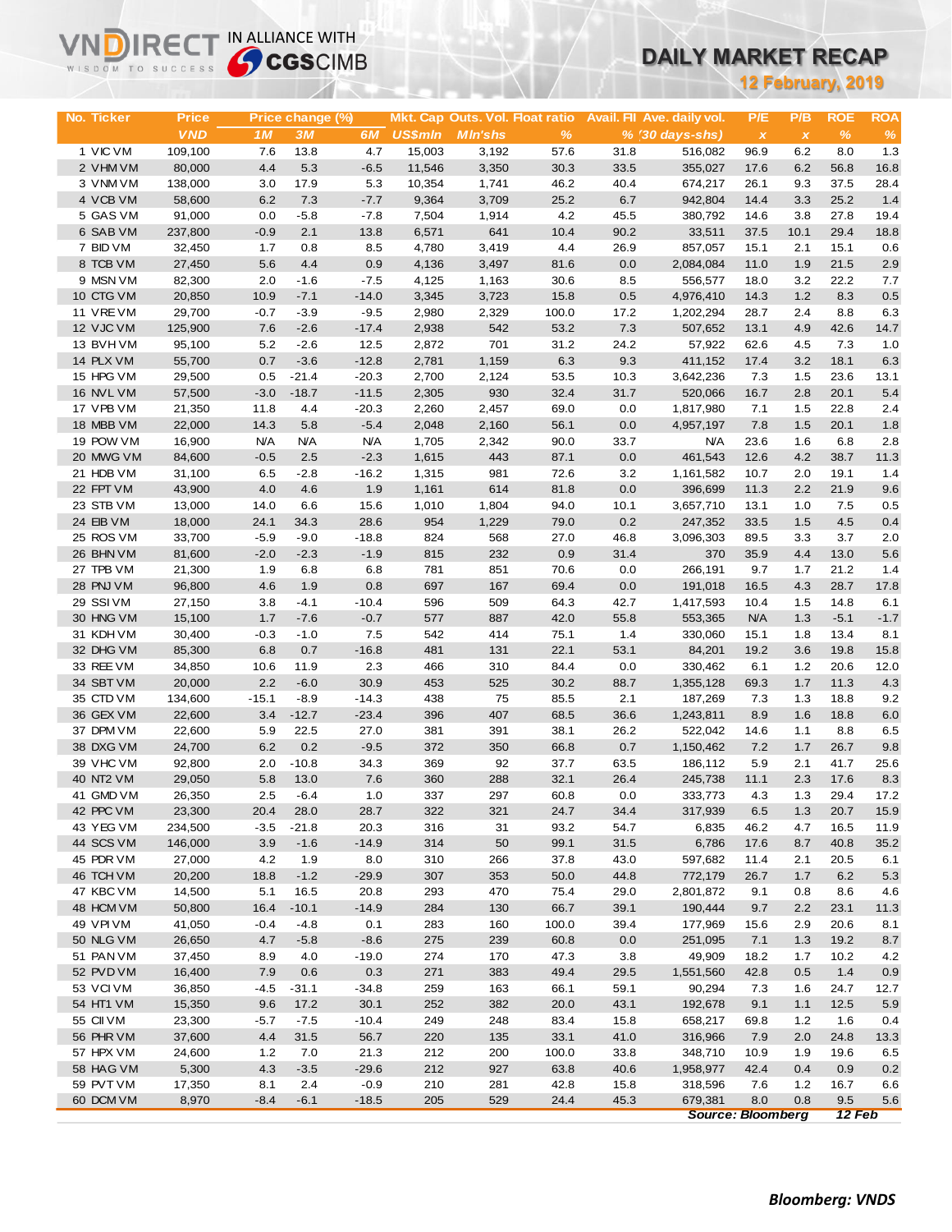VNDIRECT IN ALLIANCE WITH CGSCIMB

# DAILY MARKET RECAP

**12 February, 2019**

| No. | Ticker | Price | Price change (%) | | | Mkt. Cap | Outs. Vol. | Float ratio | Avail. FII | Ave. daily vol. | P/E | P/B | ROE | ROA |
|---|---|---|---|---|---|---|---|---|---|---|---|---|---|---|
| | | VND | 1M | 3M | 6M | US$mln | Mln'shs | % | % | (30 days-shs) | x | x | % | % |
| 1 | VIC VM | 109,100 | 7.6 | 13.8 | 4.7 | 15,003 | 3,192 | 57.6 | 31.8 | 516,082 | 96.9 | 6.2 | 8.0 | 1.3 |
| 2 | VHM VM | 80,000 | 4.4 | 5.3 | -6.5 | 11,546 | 3,350 | 30.3 | 33.5 | 355,027 | 17.6 | 6.2 | 56.8 | 16.8 |
| 3 | VNM VM | 138,000 | 3.0 | 17.9 | 5.3 | 10,354 | 1,741 | 46.2 | 40.4 | 674,217 | 26.1 | 9.3 | 37.5 | 28.4 |
| 4 | VCB VM | 58,600 | 6.2 | 7.3 | -7.7 | 9,364 | 3,709 | 25.2 | 6.7 | 942,804 | 14.4 | 3.3 | 25.2 | 1.4 |
| 5 | GAS VM | 91,000 | 0.0 | -5.8 | -7.8 | 7,504 | 1,914 | 4.2 | 45.5 | 380,792 | 14.6 | 3.8 | 27.8 | 19.4 |
| 6 | SAB VM | 237,800 | -0.9 | 2.1 | 13.8 | 6,571 | 641 | 10.4 | 90.2 | 33,511 | 37.5 | 10.1 | 29.4 | 18.8 |
| 7 | BID VM | 32,450 | 1.7 | 0.8 | 8.5 | 4,780 | 3,419 | 4.4 | 26.9 | 857,057 | 15.1 | 2.1 | 15.1 | 0.6 |
| 8 | TCB VM | 27,450 | 5.6 | 4.4 | 0.9 | 4,136 | 3,497 | 81.6 | 0.0 | 2,084,084 | 11.0 | 1.9 | 21.5 | 2.9 |
| 9 | MSN VM | 82,300 | 2.0 | -1.6 | -7.5 | 4,125 | 1,163 | 30.6 | 8.5 | 556,577 | 18.0 | 3.2 | 22.2 | 7.7 |
| 10 | CTG VM | 20,850 | 10.9 | -7.1 | -14.0 | 3,345 | 3,723 | 15.8 | 0.5 | 4,976,410 | 14.3 | 1.2 | 8.3 | 0.5 |
| 11 | VRE VM | 29,700 | -0.7 | -3.9 | -9.5 | 2,980 | 2,329 | 100.0 | 17.2 | 1,202,294 | 28.7 | 2.4 | 8.8 | 6.3 |
| 12 | VJC VM | 125,900 | 7.6 | -2.6 | -17.4 | 2,938 | 542 | 53.2 | 7.3 | 507,652 | 13.1 | 4.9 | 42.6 | 14.7 |
| 13 | BVH VM | 95,100 | 5.2 | -2.6 | 12.5 | 2,872 | 701 | 31.2 | 24.2 | 57,922 | 62.6 | 4.5 | 7.3 | 1.0 |
| 14 | PLX VM | 55,700 | 0.7 | -3.6 | -12.8 | 2,781 | 1,159 | 6.3 | 9.3 | 411,152 | 17.4 | 3.2 | 18.1 | 6.3 |
| 15 | HPG VM | 29,500 | 0.5 | -21.4 | -20.3 | 2,700 | 2,124 | 53.5 | 10.3 | 3,642,236 | 7.3 | 1.5 | 23.6 | 13.1 |
| 16 | NVL VM | 57,500 | -3.0 | -18.7 | -11.5 | 2,305 | 930 | 32.4 | 31.7 | 520,066 | 16.7 | 2.8 | 20.1 | 5.4 |
| 17 | VPB VM | 21,350 | 11.8 | 4.4 | -20.3 | 2,260 | 2,457 | 69.0 | 0.0 | 1,817,980 | 7.1 | 1.5 | 22.8 | 2.4 |
| 18 | MBB VM | 22,000 | 14.3 | 5.8 | -5.4 | 2,048 | 2,160 | 56.1 | 0.0 | 4,957,197 | 7.8 | 1.5 | 20.1 | 1.8 |
| 19 | POW VM | 16,900 | N/A | N/A | N/A | 1,705 | 2,342 | 90.0 | 33.7 | N/A | 23.6 | 1.6 | 6.8 | 2.8 |
| 20 | MWG VM | 84,600 | -0.5 | 2.5 | -2.3 | 1,615 | 443 | 87.1 | 0.0 | 461,543 | 12.6 | 4.2 | 38.7 | 11.3 |
| 21 | HDB VM | 31,100 | 6.5 | -2.8 | -16.2 | 1,315 | 981 | 72.6 | 3.2 | 1,161,582 | 10.7 | 2.0 | 19.1 | 1.4 |
| 22 | FPT VM | 43,900 | 4.0 | 4.6 | 1.9 | 1,161 | 614 | 81.8 | 0.0 | 396,699 | 11.3 | 2.2 | 21.9 | 9.6 |
| 23 | STB VM | 13,000 | 14.0 | 6.6 | 15.6 | 1,010 | 1,804 | 94.0 | 10.1 | 3,657,710 | 13.1 | 1.0 | 7.5 | 0.5 |
| 24 | EIB VM | 18,000 | 24.1 | 34.3 | 28.6 | 954 | 1,229 | 79.0 | 0.2 | 247,352 | 33.5 | 1.5 | 4.5 | 0.4 |
| 25 | ROS VM | 33,700 | -5.9 | -9.0 | -18.8 | 824 | 568 | 27.0 | 46.8 | 3,096,303 | 89.5 | 3.3 | 3.7 | 2.0 |
| 26 | BHN VM | 81,600 | -2.0 | -2.3 | -1.9 | 815 | 232 | 0.9 | 31.4 | 370 | 35.9 | 4.4 | 13.0 | 5.6 |
| 27 | TPB VM | 21,300 | 1.9 | 6.8 | 6.8 | 781 | 851 | 70.6 | 0.0 | 266,191 | 9.7 | 1.7 | 21.2 | 1.4 |
| 28 | PNJ VM | 96,800 | 4.6 | 1.9 | 0.8 | 697 | 167 | 69.4 | 0.0 | 191,018 | 16.5 | 4.3 | 28.7 | 17.8 |
| 29 | SSI VM | 27,150 | 3.8 | -4.1 | -10.4 | 596 | 509 | 64.3 | 42.7 | 1,417,593 | 10.4 | 1.5 | 14.8 | 6.1 |
| 30 | HNG VM | 15,100 | 1.7 | -7.6 | -0.7 | 577 | 887 | 42.0 | 55.8 | 553,365 | N/A | 1.3 | -5.1 | -1.7 |
| 31 | KDH VM | 30,400 | -0.3 | -1.0 | 7.5 | 542 | 414 | 75.1 | 1.4 | 330,060 | 15.1 | 1.8 | 13.4 | 8.1 |
| 32 | DHG VM | 85,300 | 6.8 | 0.7 | -16.8 | 481 | 131 | 22.1 | 53.1 | 84,201 | 19.2 | 3.6 | 19.8 | 15.8 |
| 33 | REE VM | 34,850 | 10.6 | 11.9 | 2.3 | 466 | 310 | 84.4 | 0.0 | 330,462 | 6.1 | 1.2 | 20.6 | 12.0 |
| 34 | SBT VM | 20,000 | 2.2 | -6.0 | 30.9 | 453 | 525 | 30.2 | 88.7 | 1,355,128 | 69.3 | 1.7 | 11.3 | 4.3 |
| 35 | CTD VM | 134,600 | -15.1 | -8.9 | -14.3 | 438 | 75 | 85.5 | 2.1 | 187,269 | 7.3 | 1.3 | 18.8 | 9.2 |
| 36 | GEX VM | 22,600 | 3.4 | -12.7 | -23.4 | 396 | 407 | 68.5 | 36.6 | 1,243,811 | 8.9 | 1.6 | 18.8 | 6.0 |
| 37 | DPM VM | 22,600 | 5.9 | 22.5 | 27.0 | 381 | 391 | 38.1 | 26.2 | 522,042 | 14.6 | 1.1 | 8.8 | 6.5 |
| 38 | DXG VM | 24,700 | 6.2 | 0.2 | -9.5 | 372 | 350 | 66.8 | 0.7 | 1,150,462 | 7.2 | 1.7 | 26.7 | 9.8 |
| 39 | VHC VM | 92,800 | 2.0 | -10.8 | 34.3 | 369 | 92 | 37.7 | 63.5 | 186,112 | 5.9 | 2.1 | 41.7 | 25.6 |
| 40 | NT2 VM | 29,050 | 5.8 | 13.0 | 7.6 | 360 | 288 | 32.1 | 26.4 | 245,738 | 11.1 | 2.3 | 17.6 | 8.3 |
| 41 | GMD VM | 26,350 | 2.5 | -6.4 | 1.0 | 337 | 297 | 60.8 | 0.0 | 333,773 | 4.3 | 1.3 | 29.4 | 17.2 |
| 42 | PPC VM | 23,300 | 20.4 | 28.0 | 28.7 | 322 | 321 | 24.7 | 34.4 | 317,939 | 6.5 | 1.3 | 20.7 | 15.9 |
| 43 | YEG VM | 234,500 | -3.5 | -21.8 | 20.3 | 316 | 31 | 93.2 | 54.7 | 6,835 | 46.2 | 4.7 | 16.5 | 11.9 |
| 44 | SCS VM | 146,000 | 3.9 | -1.6 | -14.9 | 314 | 50 | 99.1 | 31.5 | 6,786 | 17.6 | 8.7 | 40.8 | 35.2 |
| 45 | PDR VM | 27,000 | 4.2 | 1.9 | 8.0 | 310 | 266 | 37.8 | 43.0 | 597,682 | 11.4 | 2.1 | 20.5 | 6.1 |
| 46 | TCH VM | 20,200 | 18.8 | -1.2 | -29.9 | 307 | 353 | 50.0 | 44.8 | 772,179 | 26.7 | 1.7 | 6.2 | 5.3 |
| 47 | KBC VM | 14,500 | 5.1 | 16.5 | 20.8 | 293 | 470 | 75.4 | 29.0 | 2,801,872 | 9.1 | 0.8 | 8.6 | 4.6 |
| 48 | HCM VM | 50,800 | 16.4 | -10.1 | -14.9 | 284 | 130 | 66.7 | 39.1 | 190,444 | 9.7 | 2.2 | 23.1 | 11.3 |
| 49 | VPI VM | 41,050 | -0.4 | -4.8 | 0.1 | 283 | 160 | 100.0 | 39.4 | 177,969 | 15.6 | 2.9 | 20.6 | 8.1 |
| 50 | NLG VM | 26,650 | 4.7 | -5.8 | -8.6 | 275 | 239 | 60.8 | 0.0 | 251,095 | 7.1 | 1.3 | 19.2 | 8.7 |
| 51 | PAN VM | 37,450 | 8.9 | 4.0 | -19.0 | 274 | 170 | 47.3 | 3.8 | 49,909 | 18.2 | 1.7 | 10.2 | 4.2 |
| 52 | PVD VM | 16,400 | 7.9 | 0.6 | 0.3 | 271 | 383 | 49.4 | 29.5 | 1,551,560 | 42.8 | 0.5 | 1.4 | 0.9 |
| 53 | VCI VM | 36,850 | -4.5 | -31.1 | -34.8 | 259 | 163 | 66.1 | 59.1 | 90,294 | 7.3 | 1.6 | 24.7 | 12.7 |
| 54 | HT1 VM | 15,350 | 9.6 | 17.2 | 30.1 | 252 | 382 | 20.0 | 43.1 | 192,678 | 9.1 | 1.1 | 12.5 | 5.9 |
| 55 | CII VM | 23,300 | -5.7 | -7.5 | -10.4 | 249 | 248 | 83.4 | 15.8 | 658,217 | 69.8 | 1.2 | 1.6 | 0.4 |
| 56 | PHR VM | 37,600 | 4.4 | 31.5 | 56.7 | 220 | 135 | 33.1 | 41.0 | 316,966 | 7.9 | 2.0 | 24.8 | 13.3 |
| 57 | HPX VM | 24,600 | 1.2 | 7.0 | 21.3 | 212 | 200 | 100.0 | 33.8 | 348,710 | 10.9 | 1.9 | 19.6 | 6.5 |
| 58 | HAG VM | 5,300 | 4.3 | -3.5 | -29.6 | 212 | 927 | 63.8 | 40.6 | 1,958,977 | 42.4 | 0.4 | 0.9 | 0.2 |
| 59 | PVT VM | 17,350 | 8.1 | 2.4 | -0.9 | 210 | 281 | 42.8 | 15.8 | 318,596 | 7.6 | 1.2 | 16.7 | 6.6 |
| 60 | DCM VM | 8,970 | -8.4 | -6.1 | -18.5 | 205 | 529 | 24.4 | 45.3 | 679,381 | 8.0 | 0.8 | 9.5 | 5.6 |

*Source: Bloomberg* *12 Feb*

***Bloomberg: VNDS***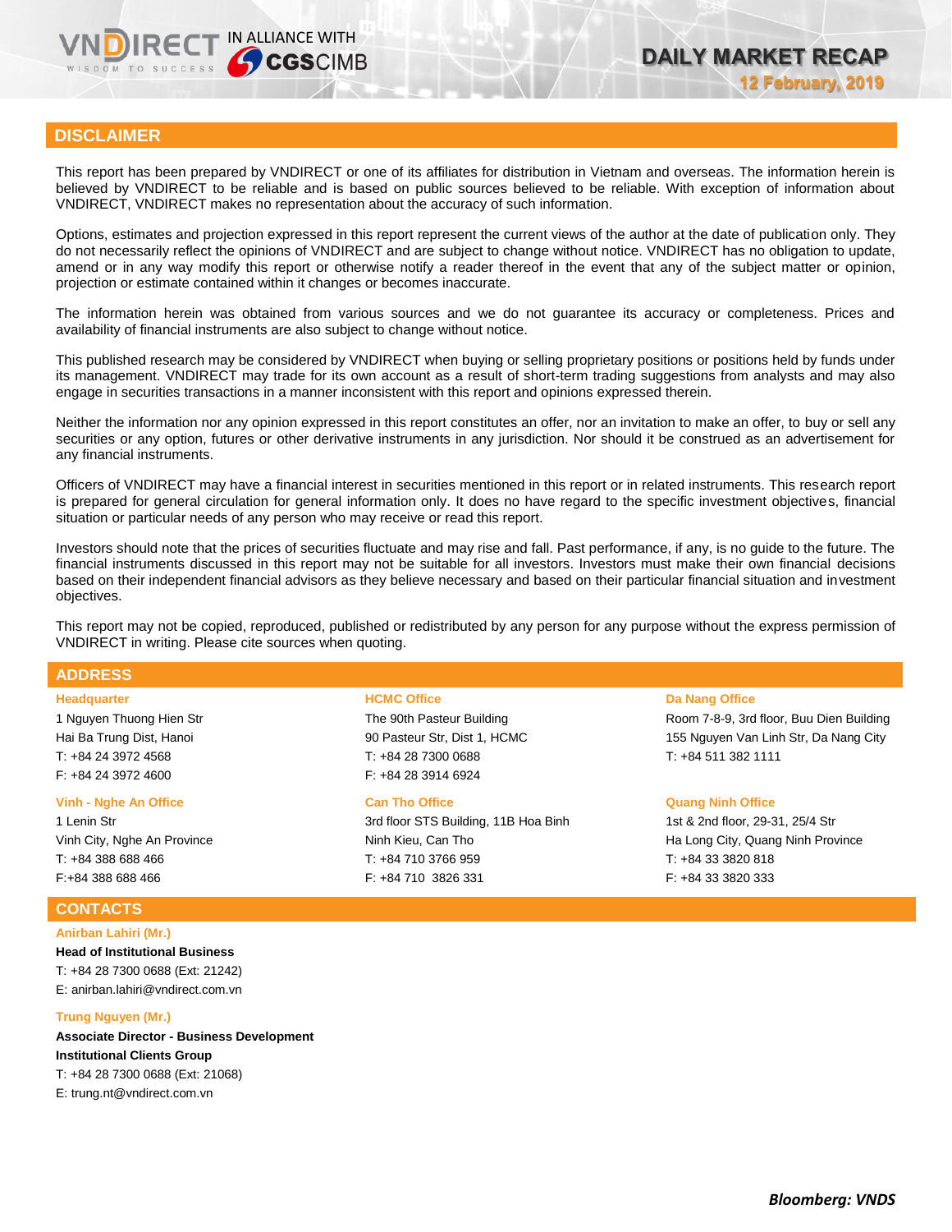## DISCLAIMER

This report has been prepared by VNDIRECT or one of its affiliates for distribution in Vietnam and overseas. The information herein is believed by VNDIRECT to be reliable and is based on public sources believed to be reliable. With exception of information about VNDIRECT, VNDIRECT makes no representation about the accuracy of such information.

Options, estimates and projection expressed in this report represent the current views of the author at the date of publication only. They do not necessarily reflect the opinions of VNDIRECT and are subject to change without notice. VNDIRECT has no obligation to update, amend or in any way modify this report or otherwise notify a reader thereof in the event that any of the subject matter or opinion, projection or estimate contained within it changes or becomes inaccurate.

The information herein was obtained from various sources and we do not guarantee its accuracy or completeness. Prices and availability of financial instruments are also subject to change without notice.

This published research may be considered by VNDIRECT when buying or selling proprietary positions or positions held by funds under its management. VNDIRECT may trade for its own account as a result of short-term trading suggestions from analysts and may also engage in securities transactions in a manner inconsistent with this report and opinions expressed therein.

Neither the information nor any opinion expressed in this report constitutes an offer, nor an invitation to make an offer, to buy or sell any securities or any option, futures or other derivative instruments in any jurisdiction. Nor should it be construed as an advertisement for any financial instruments.

Officers of VNDIRECT may have a financial interest in securities mentioned in this report or in related instruments. This research report is prepared for general circulation for general information only. It does no have regard to the specific investment objectives, financial situation or particular needs of any person who may receive or read this report.

Investors should note that the prices of securities fluctuate and may rise and fall. Past performance, if any, is no guide to the future. The financial instruments discussed in this report may not be suitable for all investors. Investors must make their own financial decisions based on their independent financial advisors as they believe necessary and based on their particular financial situation and investment objectives.

This report may not be copied, reproduced, published or redistributed by any person for any purpose without the express permission of VNDIRECT in writing. Please cite sources when quoting.

## ADDRESS

**Headquarter**
1 Nguyen Thuong Hien Str
Hai Ba Trung Dist, Hanoi
T: +84 24 3972 4568
F: +84 24 3972 4600

**HCMC Office**
The 90th Pasteur Building
90 Pasteur Str, Dist 1, HCMC
T: +84 28 7300 0688
F: +84 28 3914 6924

**Da Nang Office**
Room 7-8-9, 3rd floor, Buu Dien Building
155 Nguyen Van Linh Str, Da Nang City
T: +84 511 382 1111

**Vinh - Nghe An Office**
1 Lenin Str
Vinh City, Nghe An Province
T: +84 388 688 466
F:+84 388 688 466

**Can Tho Office**
3rd floor STS Building, 11B Hoa Binh
Ninh Kieu, Can Tho
T: +84 710 3766 959
F: +84 710 3826 331

**Quang Ninh Office**
1st & 2nd floor, 29-31, 25/4 Str
Ha Long City, Quang Ninh Province
T: +84 33 3820 818
F: +84 33 3820 333

## CONTACTS

**Anirban Lahiri (Mr.)**
**Head of Institutional Business**
T: +84 28 7300 0688 (Ext: 21242)
E: anirban.lahiri@vndirect.com.vn

**Trung Nguyen (Mr.)**
**Associate Director - Business Development**
**Institutional Clients Group**
T: +84 28 7300 0688 (Ext: 21068)
E: trung.nt@vndirect.com.vn

***Bloomberg: VNDS***